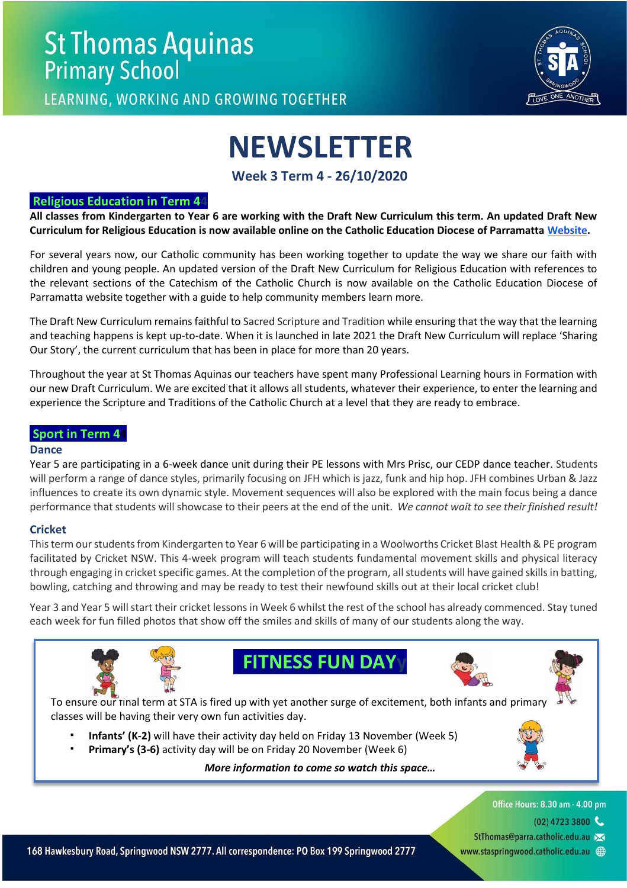# St Thomas Aquinas Primary School

LEARNING, WORKING AND GROWING TOGETHER

# NEWSLETTER

**Week 3 Term 4 - 26/10/2020**

## Religious Education in Term 4

**All classes from Kindergarten to Year 6 are working with the Draft New Curriculum this term. An updated Draft New Curriculum for Religious Education is now available online on the Catholic Education Diocese of Parramatta Website.**

For several years now, our Catholic community has been working together to update the way we share our faith with children and young people. An updated version of the Draft New Curriculum for Religious Education with references to the relevant sections of the Catechism of the Catholic Church is now available on the Catholic Education Diocese of Parramatta website together with a guide to help community members learn more.

The Draft New Curriculum remains faithful to Sacred Scripture and Tradition while ensuring that the way that the learning and teaching happens is kept up-to-date. When it is launched in late 2021 the Draft New Curriculum will replace 'Sharing Our Story', the current curriculum that has been in place for more than 20 years.

Throughout the year at St Thomas Aquinas our teachers have spent many Professional Learning hours in Formation with our new Draft Curriculum. We are excited that it allows all students, whatever their experience, to enter the learning and experience the Scripture and Traditions of the Catholic Church at a level that they are ready to embrace.

## Sport in Term 4

### Dance

Year 5 are participating in a 6-week dance unit during their PE lessons with Mrs Prisc, our CEDP dance teacher. Students will perform a range of dance styles, primarily focusing on JFH which is jazz, funk and hip hop. JFH combines Urban & Jazz influences to create its own dynamic style. Movement sequences will also be explored with the main focus being a dance performance that students will showcase to their peers at the end of the unit. *We cannot wait to see their finished result!*

### Cricket

This term our students from Kindergarten to Year 6 will be participating in a Woolworths Cricket Blast Health & PE program facilitated by Cricket NSW. This 4-week program will teach students fundamental movement skills and physical literacy through engaging in cricket specific games. At the completion of the program, all students will have gained skills in batting, bowling, catching and throwing and may be ready to test their newfound skills out at their local cricket club!

Year 3 and Year 5 will start their cricket lessons in Week 6 whilst the rest of the school has already commenced. Stay tuned each week for fun filled photos that show off the smiles and skills of many of our students along the way.

## FITNESS FUN DAY

To ensure our final term at STA is fired up with yet another surge of excitement, both infants and primary classes will be having their very own fun activities day.

- **Infants' (K-2)** will have their activity day held on Friday 13 November (Week 5)
- **Primary's (3-6)** activity day will be on Friday 20 November (Week 6)

***More information to come so watch this space…***

Office Hours: 8.30 am - 4.00 pm
(02) 4723 3800
StThomas@parra.catholic.edu.au
www.staspringwood.catholic.edu.au

168 Hawkesbury Road, Springwood NSW 2777. All correspondence: PO Box 199 Springwood 2777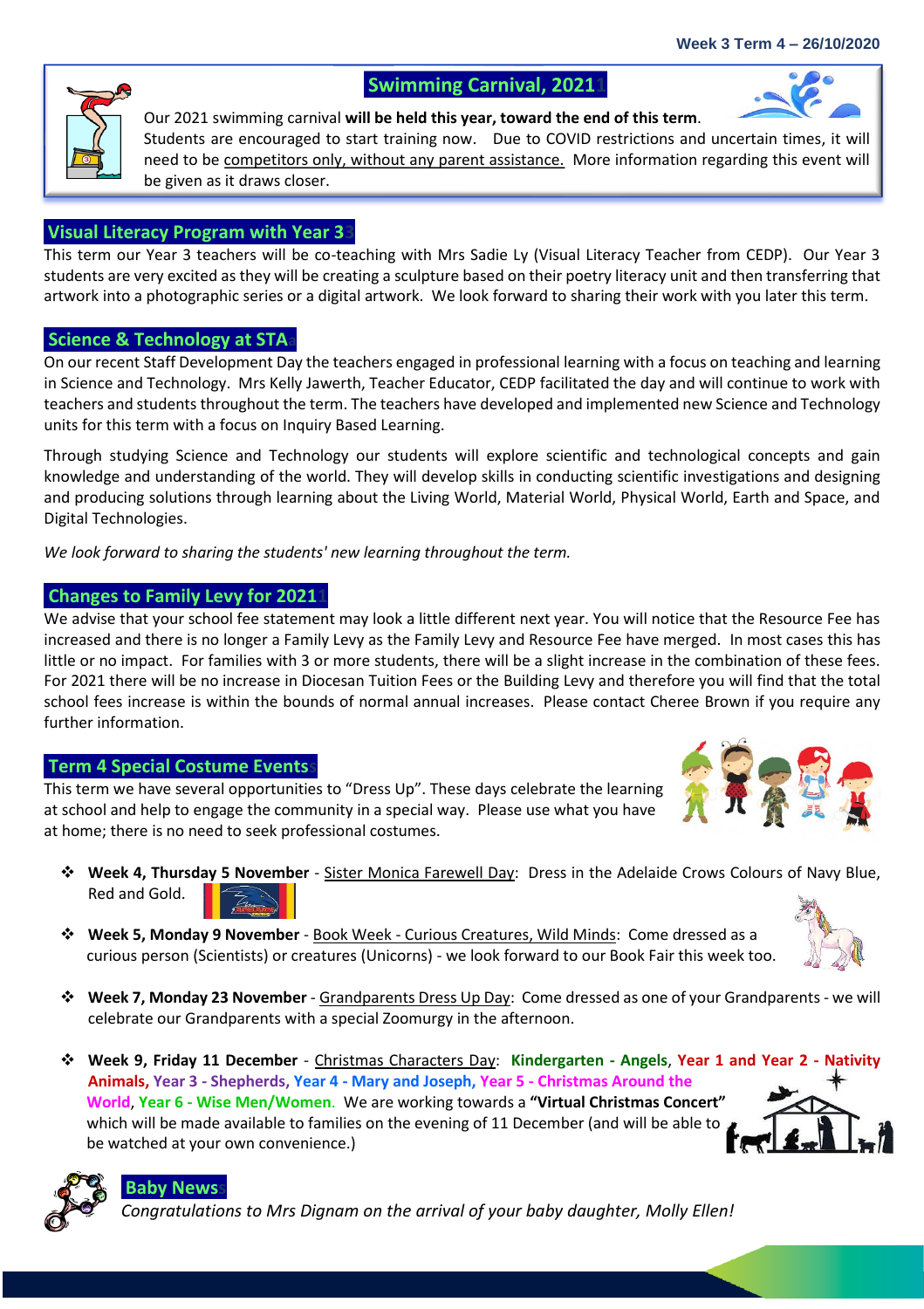Week 3 Term 4 – 26/10/2020

## Swimming Carnival, 2021

Our 2021 swimming carnival **will be held this year, toward the end of this term**. Students are encouraged to start training now. Due to COVID restrictions and uncertain times, it will need to be competitors only, without any parent assistance. More information regarding this event will be given as it draws closer.

## Visual Literacy Program with Year 3

This term our Year 3 teachers will be co-teaching with Mrs Sadie Ly (Visual Literacy Teacher from CEDP). Our Year 3 students are very excited as they will be creating a sculpture based on their poetry literacy unit and then transferring that artwork into a photographic series or a digital artwork. We look forward to sharing their work with you later this term.

## Science & Technology at STA

On our recent Staff Development Day the teachers engaged in professional learning with a focus on teaching and learning in Science and Technology. Mrs Kelly Jawerth, Teacher Educator, CEDP facilitated the day and will continue to work with teachers and students throughout the term. The teachers have developed and implemented new Science and Technology units for this term with a focus on Inquiry Based Learning.

Through studying Science and Technology our students will explore scientific and technological concepts and gain knowledge and understanding of the world. They will develop skills in conducting scientific investigations and designing and producing solutions through learning about the Living World, Material World, Physical World, Earth and Space, and Digital Technologies.

*We look forward to sharing the students' new learning throughout the term.*

## Changes to Family Levy for 2021

We advise that your school fee statement may look a little different next year. You will notice that the Resource Fee has increased and there is no longer a Family Levy as the Family Levy and Resource Fee have merged. In most cases this has little or no impact. For families with 3 or more students, there will be a slight increase in the combination of these fees. For 2021 there will be no increase in Diocesan Tuition Fees or the Building Levy and therefore you will find that the total school fees increase is within the bounds of normal annual increases. Please contact Cheree Brown if you require any further information.

## Term 4 Special Costume Events

This term we have several opportunities to "Dress Up". These days celebrate the learning at school and help to engage the community in a special way. Please use what you have at home; there is no need to seek professional costumes.

- **Week 4, Thursday 5 November** - Sister Monica Farewell Day: Dress in the Adelaide Crows Colours of Navy Blue, Red and Gold.
- **Week 5, Monday 9 November** - Book Week - Curious Creatures, Wild Minds: Come dressed as a curious person (Scientists) or creatures (Unicorns) - we look forward to our Book Fair this week too.
- **Week 7, Monday 23 November** - Grandparents Dress Up Day: Come dressed as one of your Grandparents - we will celebrate our Grandparents with a special Zoomurgy in the afternoon.
- **Week 9, Friday 11 December** - Christmas Characters Day: **Kindergarten - Angels**, **Year 1 and Year 2 - Nativity Animals**, **Year 3 - Shepherds**, **Year 4 - Mary and Joseph**, **Year 5 - Christmas Around the World**, **Year 6 - Wise Men/Women**. We are working towards a **"Virtual Christmas Concert"** which will be made available to families on the evening of 11 December (and will be able to be watched at your own convenience.)

## Baby News

*Congratulations to Mrs Dignam on the arrival of your baby daughter, Molly Ellen!*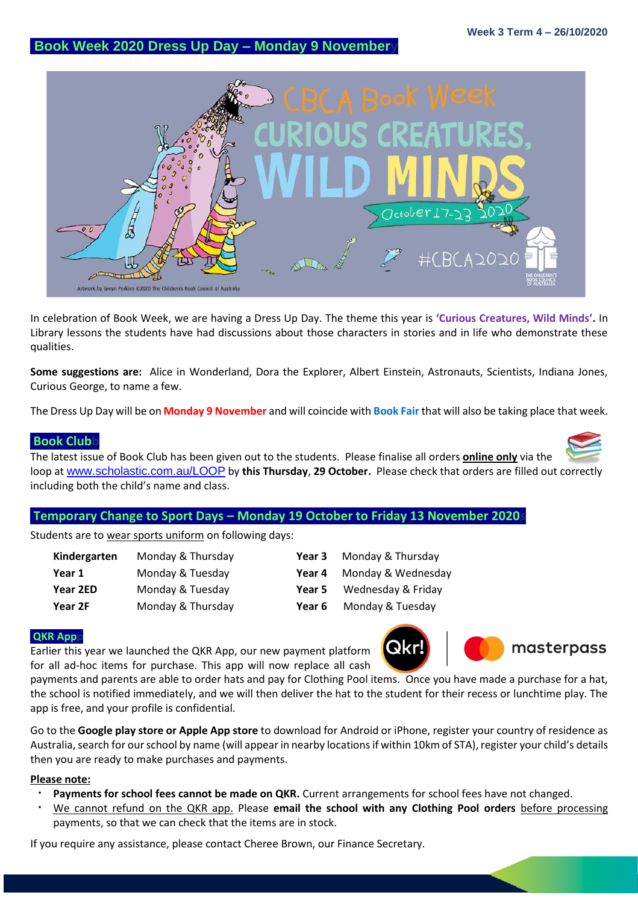Week 3 Term 4 – 26/10/2020

## Book Week 2020 Dress Up Day – Monday 9 November

In celebration of Book Week, we are having a Dress Up Day. The theme this year is **'Curious Creatures, Wild Minds'.** In Library lessons the students have had discussions about those characters in stories and in life who demonstrate these qualities.

**Some suggestions are:** Alice in Wonderland, Dora the Explorer, Albert Einstein, Astronauts, Scientists, Indiana Jones, Curious George, to name a few.

The Dress Up Day will be on **Monday 9 November** and will coincide with **Book Fair** that will also be taking place that week.

## Book Club

The latest issue of Book Club has been given out to the students. Please finalise all orders **online only** via the loop at www.scholastic.com.au/LOOP by **this Thursday**, **29 October.** Please check that orders are filled out correctly including both the child's name and class.

## Temporary Change to Sport Days – Monday 19 October to Friday 13 November 2020

Students are to wear sports uniform on following days:

| | | | |
|---|---|---|---|
| **Kindergarten** | Monday & Thursday | **Year 3** | Monday & Thursday |
| **Year 1** | Monday & Tuesday | **Year 4** | Monday & Wednesday |
| **Year 2ED** | Monday & Tuesday | **Year 5** | Wednesday & Friday |
| **Year 2F** | Monday & Thursday | **Year 6** | Monday & Tuesday |

## QKR App

Earlier this year we launched the QKR App, our new payment platform for all ad-hoc items for purchase. This app will now replace all cash payments and parents are able to order hats and pay for Clothing Pool items. Once you have made a purchase for a hat, the school is notified immediately, and we will then deliver the hat to the student for their recess or lunchtime play. The app is free, and your profile is confidential.

Go to the **Google play store or Apple App store** to download for Android or iPhone, register your country of residence as Australia, search for our school by name (will appear in nearby locations if within 10km of STA), register your child's details then you are ready to make purchases and payments.

**Please note:**

- **Payments for school fees cannot be made on QKR.** Current arrangements for school fees have not changed.
- We cannot refund on the QKR app. Please **email the school with any Clothing Pool orders** before processing payments, so that we can check that the items are in stock.

If you require any assistance, please contact Cheree Brown, our Finance Secretary.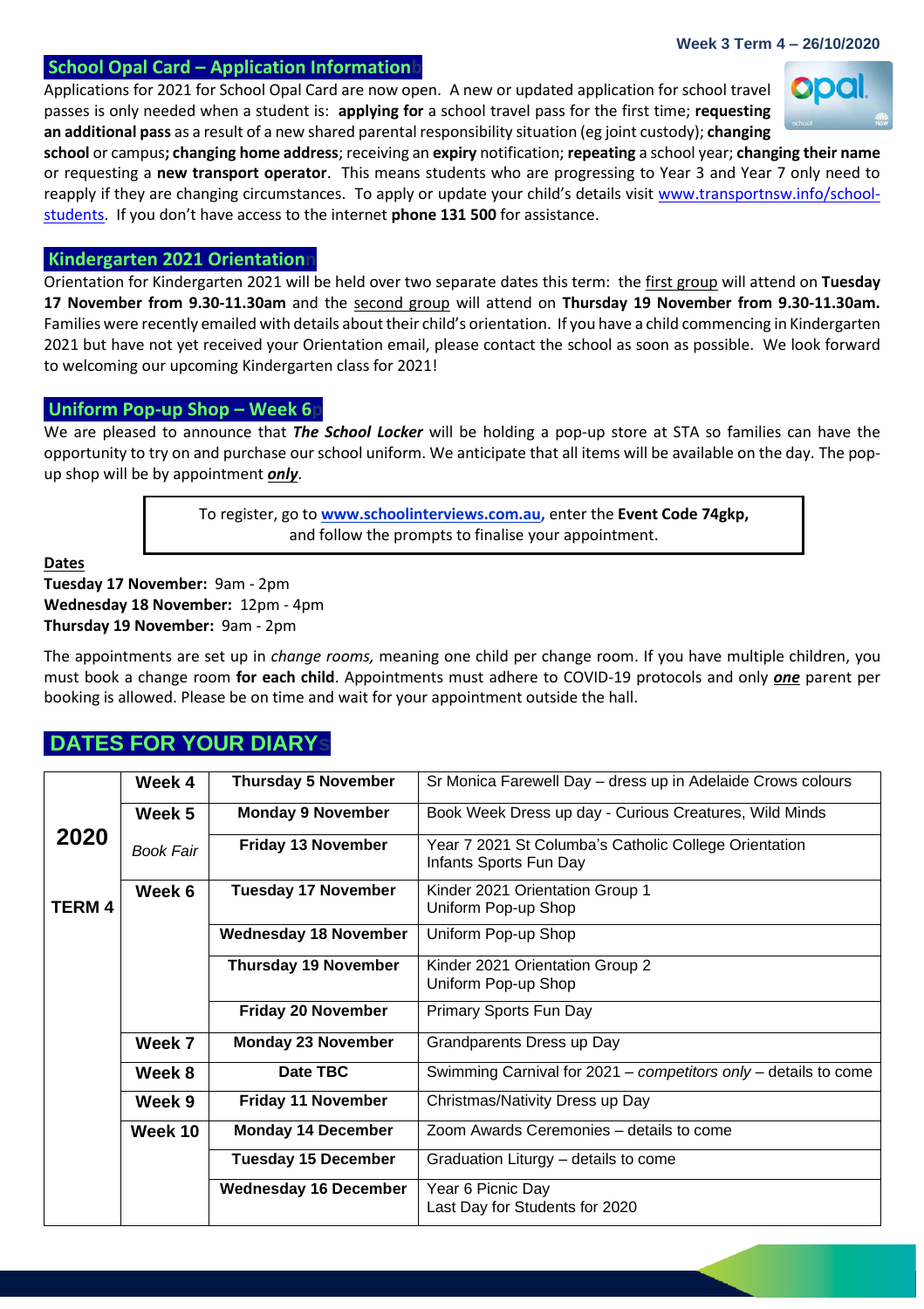Week 3 Term 4 – 26/10/2020

## School Opal Card – Application Information

Applications for 2021 for School Opal Card are now open. A new or updated application for school travel passes is only needed when a student is: **applying for** a school travel pass for the first time; **requesting an additional pass** as a result of a new shared parental responsibility situation (eg joint custody); **changing school** or campus**; changing home address**; receiving an **expiry** notification; **repeating** a school year; **changing their name** or requesting a **new transport operator**. This means students who are progressing to Year 3 and Year 7 only need to reapply if they are changing circumstances. To apply or update your child's details visit www.transportnsw.info/school-students. If you don't have access to the internet **phone 131 500** for assistance.

## Kindergarten 2021 Orientation

Orientation for Kindergarten 2021 will be held over two separate dates this term: the first group will attend on **Tuesday 17 November from 9.30-11.30am** and the second group will attend on **Thursday 19 November from 9.30-11.30am.** Families were recently emailed with details about their child's orientation. If you have a child commencing in Kindergarten 2021 but have not yet received your Orientation email, please contact the school as soon as possible. We look forward to welcoming our upcoming Kindergarten class for 2021!

## Uniform Pop-up Shop – Week 6

We are pleased to announce that ***The School Locker*** will be holding a pop-up store at STA so families can have the opportunity to try on and purchase our school uniform. We anticipate that all items will be available on the day. The pop-up shop will be by appointment ***only***.

> To register, go to **www.schoolinterviews.com.au,** enter the **Event Code 74gkp,** and follow the prompts to finalise your appointment.

**Dates**

**Tuesday 17 November:** 9am - 2pm
**Wednesday 18 November:** 12pm - 4pm
**Thursday 19 November:** 9am - 2pm

The appointments are set up in *change rooms,* meaning one child per change room. If you have multiple children, you must book a change room **for each child**. Appointments must adhere to COVID-19 protocols and only ***one*** parent per booking is allowed. Please be on time and wait for your appointment outside the hall.

## DATES FOR YOUR DIARY

| | | | |
|---|---|---|---|
| **2020** **TERM 4** | **Week 4** | **Thursday 5 November** | Sr Monica Farewell Day – dress up in Adelaide Crows colours |
| | **Week 5** | **Monday 9 November** | Book Week Dress up day - Curious Creatures, Wild Minds |
| | *Book Fair* | **Friday 13 November** | Year 7 2021 St Columba's Catholic College Orientation<br>Infants Sports Fun Day |
| | **Week 6** | **Tuesday 17 November** | Kinder 2021 Orientation Group 1<br>Uniform Pop-up Shop |
| | | **Wednesday 18 November** | Uniform Pop-up Shop |
| | | **Thursday 19 November** | Kinder 2021 Orientation Group 2<br>Uniform Pop-up Shop |
| | | **Friday 20 November** | Primary Sports Fun Day |
| | **Week 7** | **Monday 23 November** | Grandparents Dress up Day |
| | **Week 8** | **Date TBC** | Swimming Carnival for 2021 – *competitors only* – details to come |
| | **Week 9** | **Friday 11 November** | Christmas/Nativity Dress up Day |
| | **Week 10** | **Monday 14 December** | Zoom Awards Ceremonies – details to come |
| | | **Tuesday 15 December** | Graduation Liturgy – details to come |
| | | **Wednesday 16 December** | Year 6 Picnic Day<br>Last Day for Students for 2020 |